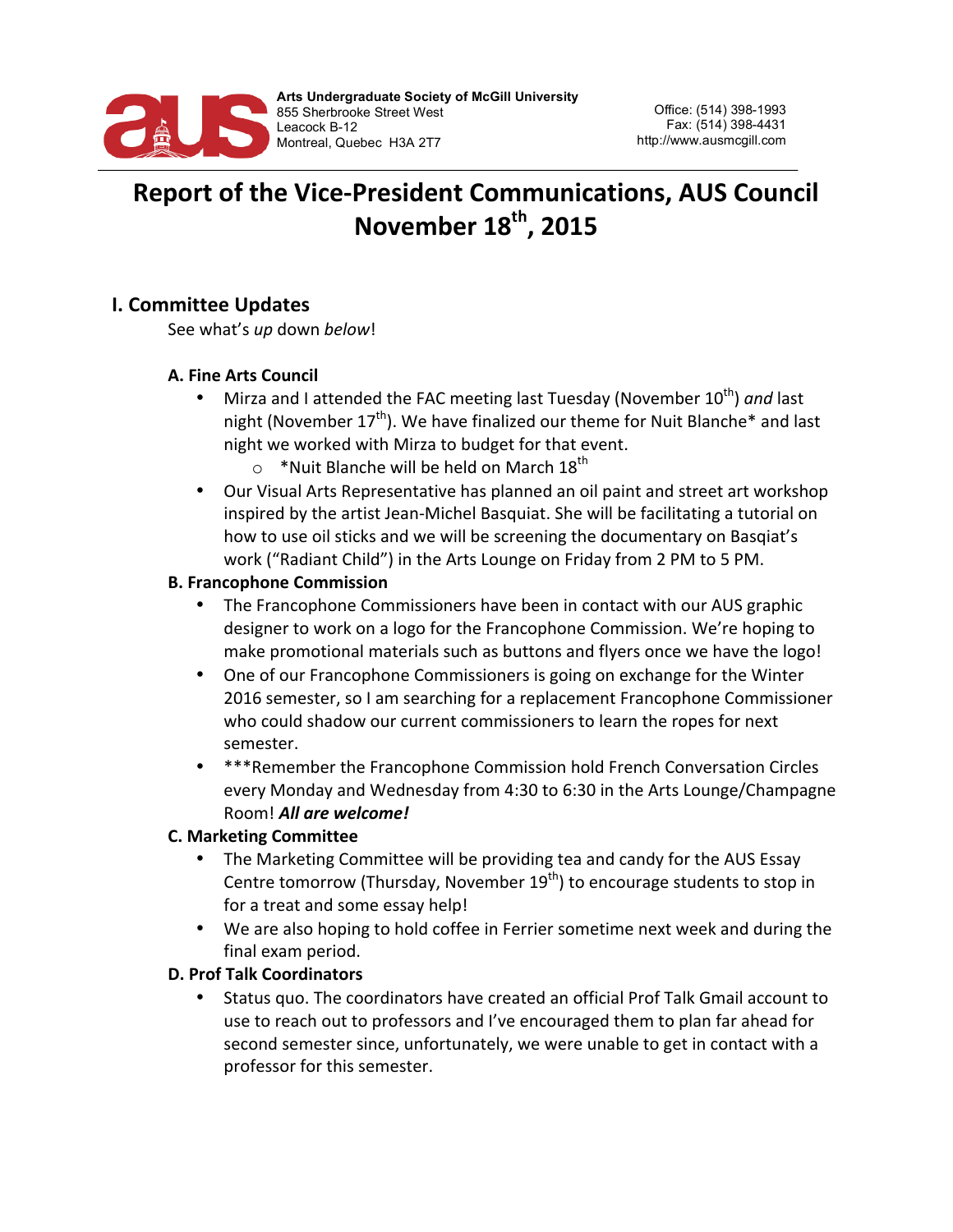Arts Undergraduate Society of McGill University
855 Sherbrooke Street West
Leacock B-12
Montreal, Quebec H3A 2T7

Office: (514) 398-1993
Fax: (514) 398-4431
http://www.ausmcgill.com

# Report of the Vice-President Communications, AUS Council November 18th, 2015

## I. Committee Updates

See what's *up* down *below*!

### A. Fine Arts Council

- Mirza and I attended the FAC meeting last Tuesday (November 10th) *and* last night (November 17th). We have finalized our theme for Nuit Blanche* and last night we worked with Mirza to budget for that event.
  - *Nuit Blanche will be held on March 18th
- Our Visual Arts Representative has planned an oil paint and street art workshop inspired by the artist Jean-Michel Basquiat. She will be facilitating a tutorial on how to use oil sticks and we will be screening the documentary on Basqiat's work ("Radiant Child") in the Arts Lounge on Friday from 2 PM to 5 PM.

### B. Francophone Commission

- The Francophone Commissioners have been in contact with our AUS graphic designer to work on a logo for the Francophone Commission. We're hoping to make promotional materials such as buttons and flyers once we have the logo!
- One of our Francophone Commissioners is going on exchange for the Winter 2016 semester, so I am searching for a replacement Francophone Commissioner who could shadow our current commissioners to learn the ropes for next semester.
- ***Remember the Francophone Commission hold French Conversation Circles every Monday and Wednesday from 4:30 to 6:30 in the Arts Lounge/Champagne Room! ***All are welcome!***

### C. Marketing Committee

- The Marketing Committee will be providing tea and candy for the AUS Essay Centre tomorrow (Thursday, November 19th) to encourage students to stop in for a treat and some essay help!
- We are also hoping to hold coffee in Ferrier sometime next week and during the final exam period.

### D. Prof Talk Coordinators

- Status quo. The coordinators have created an official Prof Talk Gmail account to use to reach out to professors and I've encouraged them to plan far ahead for second semester since, unfortunately, we were unable to get in contact with a professor for this semester.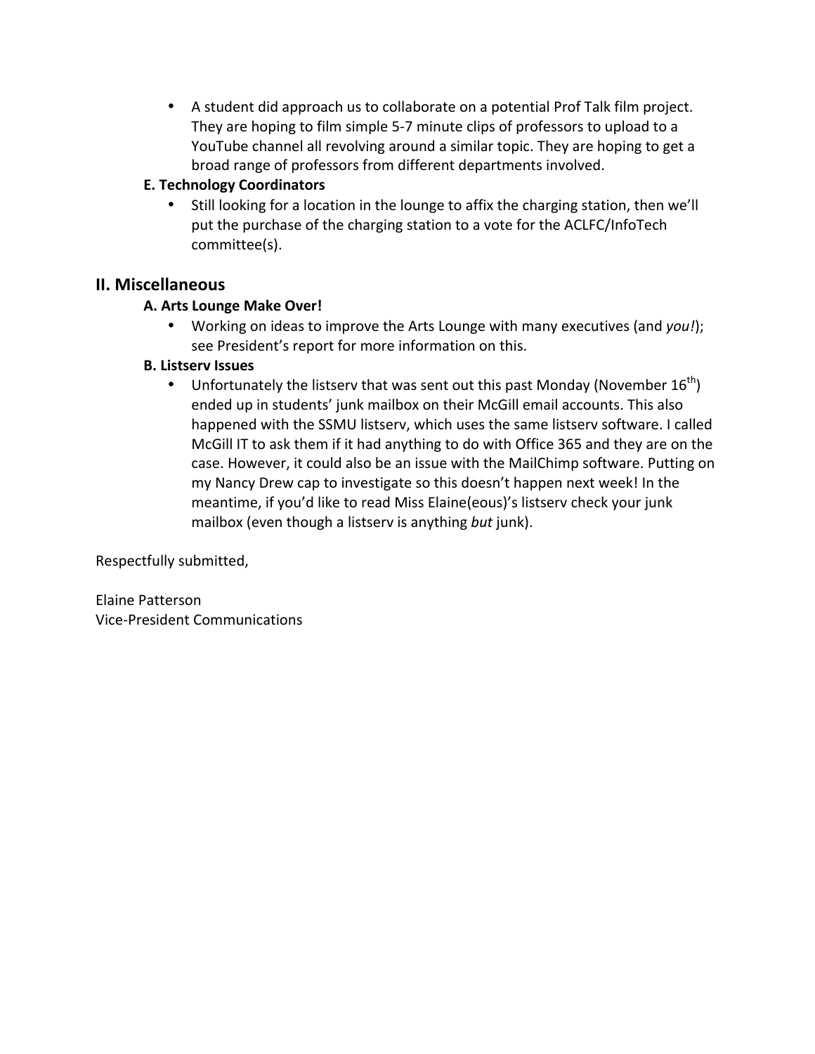- A student did approach us to collaborate on a potential Prof Talk film project. They are hoping to film simple 5-7 minute clips of professors to upload to a YouTube channel all revolving around a similar topic. They are hoping to get a broad range of professors from different departments involved.

**E. Technology Coordinators**

- Still looking for a location in the lounge to affix the charging station, then we'll put the purchase of the charging station to a vote for the ACLFC/InfoTech committee(s).

## II. Miscellaneous

**A. Arts Lounge Make Over!**

- Working on ideas to improve the Arts Lounge with many executives (and *you!*); see President's report for more information on this.

**B. Listserv Issues**

- Unfortunately the listserv that was sent out this past Monday (November 16th) ended up in students' junk mailbox on their McGill email accounts. This also happened with the SSMU listserv, which uses the same listserv software. I called McGill IT to ask them if it had anything to do with Office 365 and they are on the case. However, it could also be an issue with the MailChimp software. Putting on my Nancy Drew cap to investigate so this doesn't happen next week! In the meantime, if you'd like to read Miss Elaine(eous)'s listserv check your junk mailbox (even though a listserv is anything *but* junk).

Respectfully submitted,

Elaine Patterson
Vice-President Communications